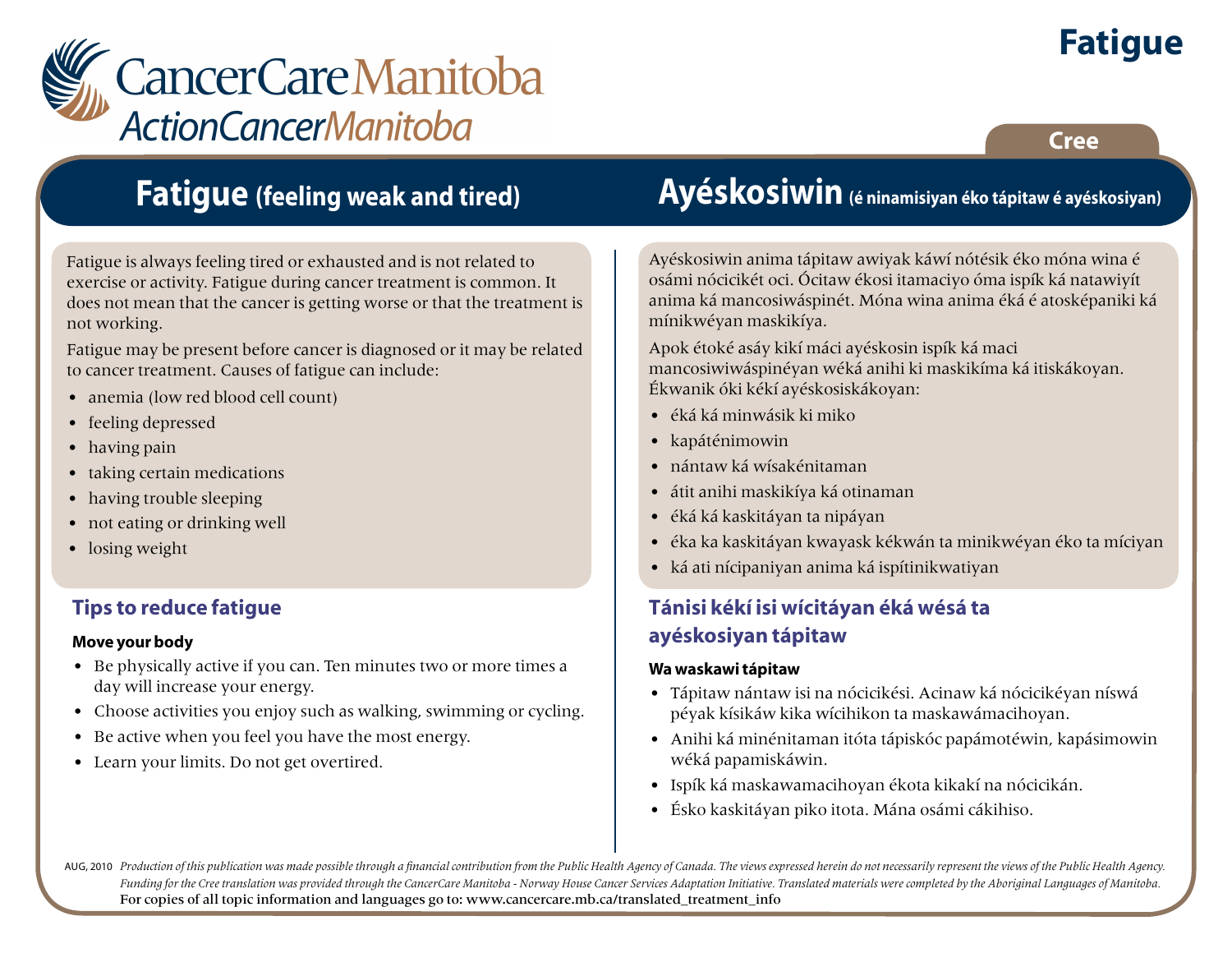# Fatigue

CancerCare Manitoba
ActionCancerManitoba

Cree

## Fatigue (feeling weak and tired)

Fatigue is always feeling tired or exhausted and is not related to exercise or activity. Fatigue during cancer treatment is common. It does not mean that the cancer is getting worse or that the treatment is not working.

Fatigue may be present before cancer is diagnosed or it may be related to cancer treatment. Causes of fatigue can include:

- anemia (low red blood cell count)
- feeling depressed
- having pain
- taking certain medications
- having trouble sleeping
- not eating or drinking well
- losing weight

### Tips to reduce fatigue

**Move your body**

- Be physically active if you can. Ten minutes two or more times a day will increase your energy.
- Choose activities you enjoy such as walking, swimming or cycling.
- Be active when you feel you have the most energy.
- Learn your limits. Do not get overtired.

## Ayéskosiwin (é ninamisiyan éko tápitaw é ayéskosiyan)

Ayéskosiwin anima tápitaw awiyak káwí nótésik éko móna wina é osámi nócicikét oci. Ócitaw ékosi itamaciyo óma ispík ká natawiyít anima ká mancosiwáspinét. Móna wina anima éká é atosképaniki ká mínikwéyan maskikíya.

Apok étoké asáy kikí máci ayéskosin ispík ká maci mancosiwiwáspinéyan wéká anihi ki maskikíma ká itiskákoyan. Ékwanik óki kékí ayéskosiskákoyan:

- éká ká minwásik ki miko
- kapáténimowin
- nántaw ká wísakénitaman
- átit anihi maskikíya ká otinaman
- éká ká kaskitáyan ta nipáyan
- éka ka kaskitáyan kwayask kékwán ta minikwéyan éko ta míciyan
- ká ati nícipaniyan anima ká ispítinikwatiyan

### Tánisi kékí isi wícitáyan éká wésá ta ayéskosiyan tápitaw

**Wa waskawi tápitaw**

- Tápitaw nántaw isi na nócicikési. Acinaw ká nócicikéyan níswá péyak kísikáw kika wícihikon ta maskawámacihoyan.
- Anihi ká minénitaman itóta tápiskóc papámotéwin, kapásimowin wéká papamiskáwin.
- Ispík ká maskawamacihoyan ékota kikakí na nócicikán.
- Ésko kaskitáyan piko itota. Mána osámi cákihiso.

AUG, 2010 *Production of this publication was made possible through a financial contribution from the Public Health Agency of Canada. The views expressed herein do not necessarily represent the views of the Public Health Agency. Funding for the Cree translation was provided through the CancerCare Manitoba - Norway House Cancer Services Adaptation Initiative. Translated materials were completed by the Aboriginal Languages of Manitoba.*
For copies of all topic information and languages go to: www.cancercare.mb.ca/translated_treatment_info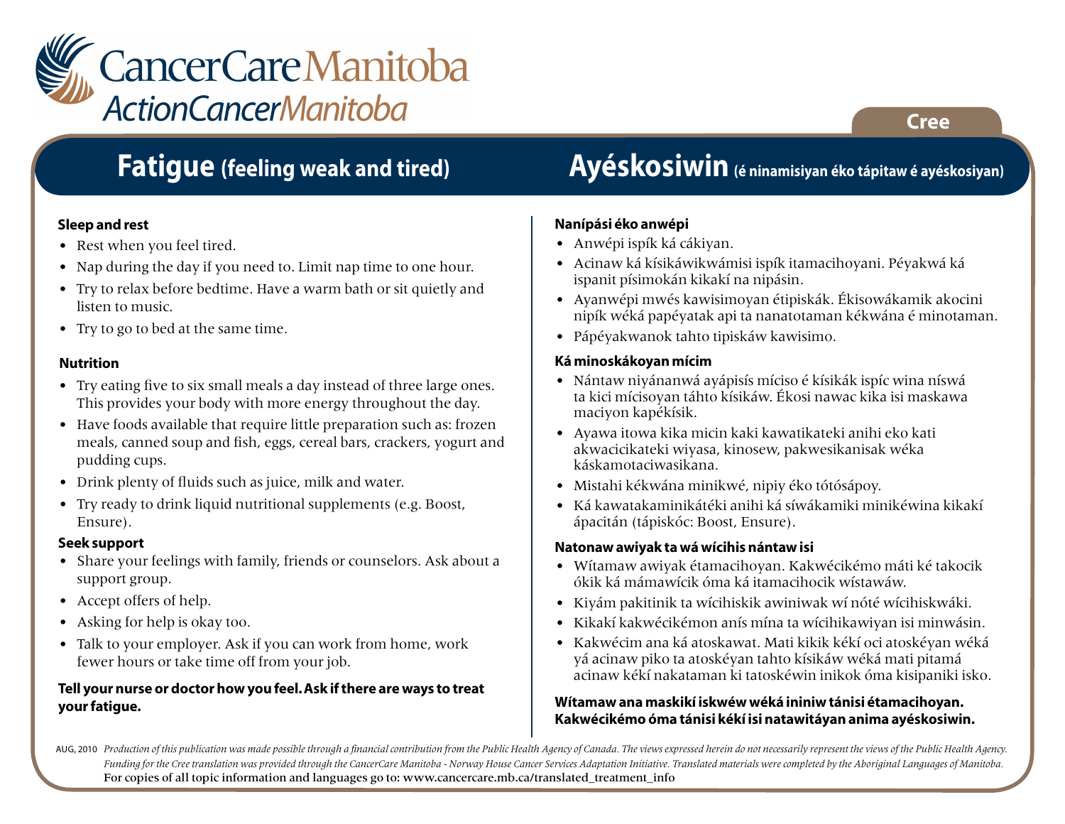CancerCare Manitoba
ActionCancerManitoba

Cree

# Fatigue (feeling weak and tired)

### Sleep and rest

- Rest when you feel tired.
- Nap during the day if you need to. Limit nap time to one hour.
- Try to relax before bedtime. Have a warm bath or sit quietly and listen to music.
- Try to go to bed at the same time.

### Nutrition

- Try eating five to six small meals a day instead of three large ones. This provides your body with more energy throughout the day.
- Have foods available that require little preparation such as: frozen meals, canned soup and fish, eggs, cereal bars, crackers, yogurt and pudding cups.
- Drink plenty of fluids such as juice, milk and water.
- Try ready to drink liquid nutritional supplements (e.g. Boost, Ensure).

### Seek support

- Share your feelings with family, friends or counselors. Ask about a support group.
- Accept offers of help.
- Asking for help is okay too.
- Talk to your employer. Ask if you can work from home, work fewer hours or take time off from your job.

**Tell your nurse or doctor how you feel. Ask if there are ways to treat your fatigue.**

# Ayéskosiwin (é ninamisiyan éko tápitaw é ayéskosiyan)

### Nanípási éko anwépi

- Anwépi ispík ká cákiyan.
- Acinaw ká kísikáwikwámisi ispík itamacihoyani. Péyakwá ká ispanit písimokán kikakí na nipásin.
- Ayanwépi mwés kawisimoyan étipiskák. Ékisowákamik akocini nipík wéká papéyatak api ta nanatotaman kékwána é minotaman.
- Pápéyakwanok tahto tipiskáw kawisimo.

### Ká minoskákoyan mícim

- Nántaw niyánanwá ayápisís míciso é kísikák ispíc wina níswá ta kici mícisoyan táhto kísikáw. Ékosi nawac kika isi maskawa maciyon kapékísik.
- Ayawa itowa kika micin kaki kawatikateki anihi eko kati akwacicikateki wiyasa, kinosew, pakwesikanisak wéka káskamotaciwasikana.
- Mistahi kékwána minikwé, nipiy éko tótósápoy.
- Ká kawatakaminikátéki anihi ká síwákamiki minikéwina kikakí ápacitán (tápiskóc: Boost, Ensure).

### Natonaw awiyak ta wá wícihis nántaw isi

- Wítamaw awiyak étamacihoyan. Kakwécikémo máti ké takocik ókik ká mámawícik óma ká itamacihocik wístawáw.
- Kiyám pakitinik ta wícihiskik awiniwak wí nóté wícihiskwáki.
- Kikakí kakwécikémon anís mína ta wícihikawiyan isi minwásin.
- Kakwécim ana ká atoskawat. Mati kikik kékí oci atoskéyan wéká yá acinaw piko ta atoskéyan tahto kísikáw wéká mati pitamá acinaw kékí nakataman ki tatoskéwin inikok óma kisipaniki isko.

**Wítamaw ana maskikí iskwéw wéká ininiw tánisi étamacihoyan. Kakwécikémo óma tánisi kékí isi natawitáyan anima ayéskosiwin.**

AUG, 2010 *Production of this publication was made possible through a financial contribution from the Public Health Agency of Canada. The views expressed herein do not necessarily represent the views of the Public Health Agency. Funding for the Cree translation was provided through the CancerCare Manitoba - Norway House Cancer Services Adaptation Initiative. Translated materials were completed by the Aboriginal Languages of Manitoba.*

For copies of all topic information and languages go to: www.cancercare.mb.ca/translated_treatment_info